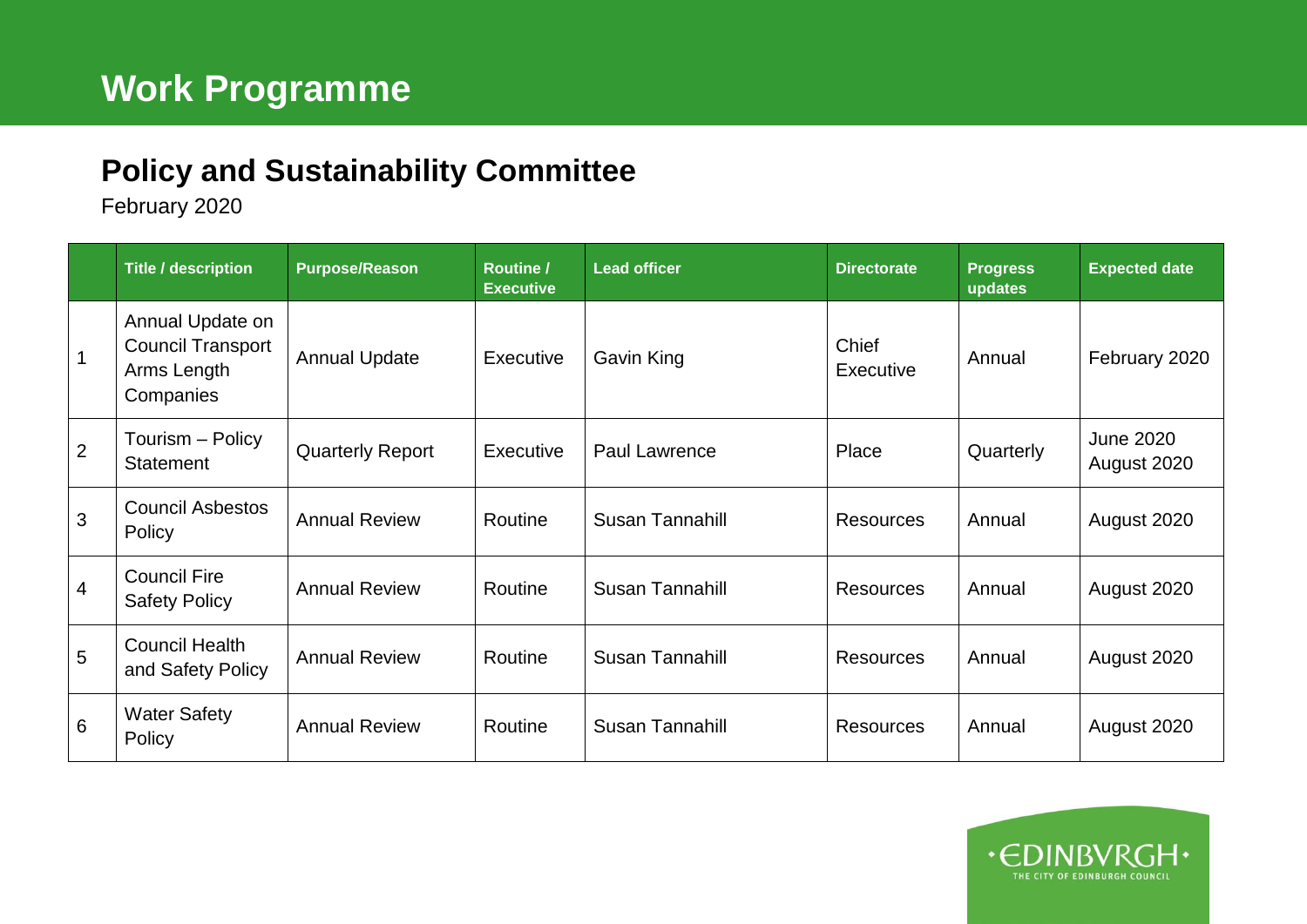# Work Programme

## Policy and Sustainability Committee

February 2020

| | Title / description | Purpose/Reason | Routine / Executive | Lead officer | Directorate | Progress updates | Expected date |
|---|---|---|---|---|---|---|---|
| 1 | Annual Update on Council Transport Arms Length Companies | Annual Update | Executive | Gavin King | Chief Executive | Annual | February 2020 |
| 2 | Tourism – Policy Statement | Quarterly Report | Executive | Paul Lawrence | Place | Quarterly | June 2020 August 2020 |
| 3 | Council Asbestos Policy | Annual Review | Routine | Susan Tannahill | Resources | Annual | August 2020 |
| 4 | Council Fire Safety Policy | Annual Review | Routine | Susan Tannahill | Resources | Annual | August 2020 |
| 5 | Council Health and Safety Policy | Annual Review | Routine | Susan Tannahill | Resources | Annual | August 2020 |
| 6 | Water Safety Policy | Annual Review | Routine | Susan Tannahill | Resources | Annual | August 2020 |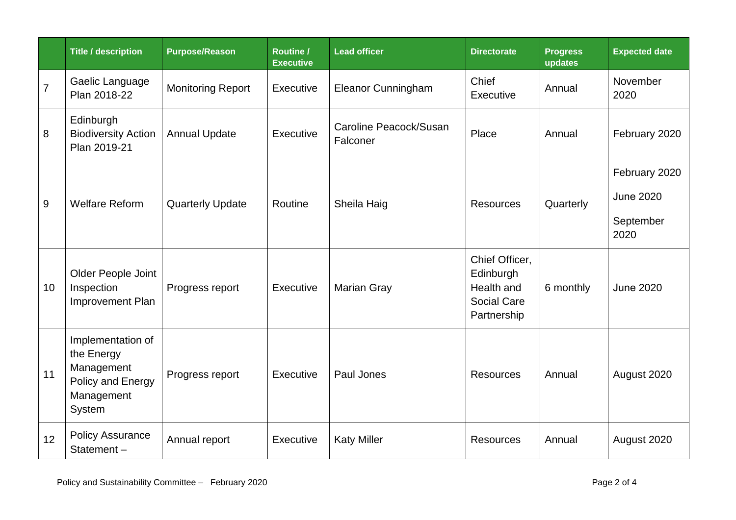| | Title / description | Purpose/Reason | Routine / Executive | Lead officer | Directorate | Progress updates | Expected date |
|---|---|---|---|---|---|---|---|
| 7 | Gaelic Language Plan 2018-22 | Monitoring Report | Executive | Eleanor Cunningham | Chief Executive | Annual | November 2020 |
| 8 | Edinburgh Biodiversity Action Plan 2019-21 | Annual Update | Executive | Caroline Peacock/Susan Falconer | Place | Annual | February 2020 |
| 9 | Welfare Reform | Quarterly Update | Routine | Sheila Haig | Resources | Quarterly | February 2020<br>June 2020<br>September 2020 |
| 10 | Older People Joint Inspection Improvement Plan | Progress report | Executive | Marian Gray | Chief Officer, Edinburgh Health and Social Care Partnership | 6 monthly | June 2020 |
| 11 | Implementation of the Energy Management Policy and Energy Management System | Progress report | Executive | Paul Jones | Resources | Annual | August 2020 |
| 12 | Policy Assurance Statement – | Annual report | Executive | Katy Miller | Resources | Annual | August 2020 |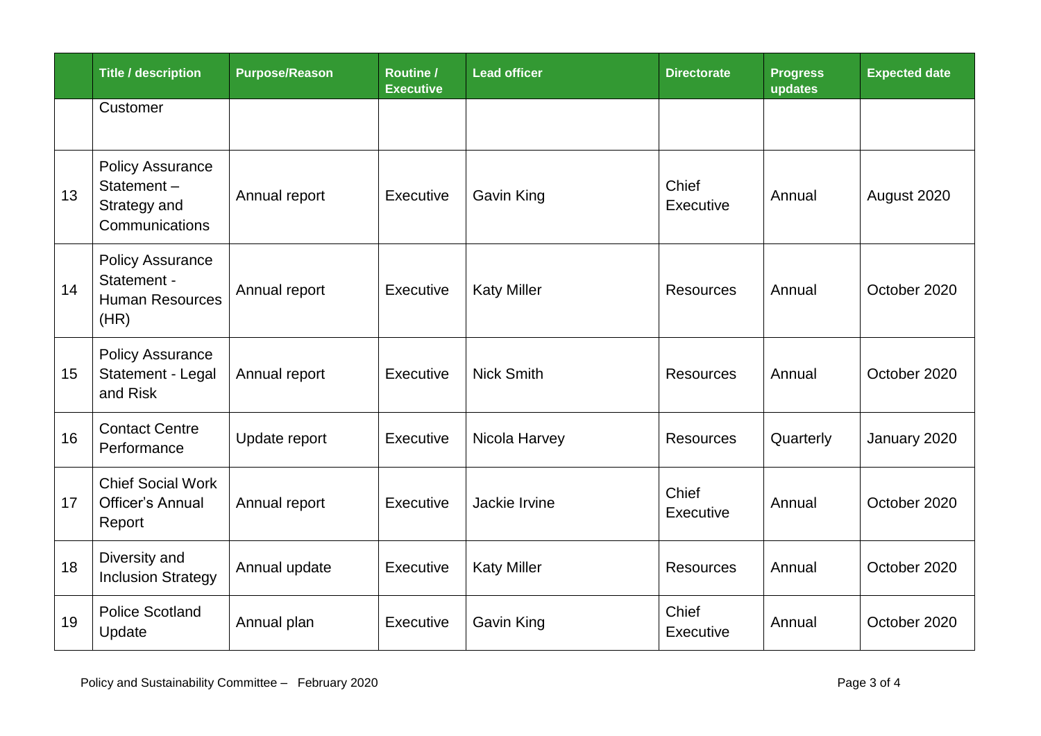| | Title / description | Purpose/Reason | Routine / Executive | Lead officer | Directorate | Progress updates | Expected date |
|---|---|---|---|---|---|---|---|
| | Customer | | | | | | |
| 13 | Policy Assurance Statement – Strategy and Communications | Annual report | Executive | Gavin King | Chief Executive | Annual | August 2020 |
| 14 | Policy Assurance Statement - Human Resources (HR) | Annual report | Executive | Katy Miller | Resources | Annual | October 2020 |
| 15 | Policy Assurance Statement - Legal and Risk | Annual report | Executive | Nick Smith | Resources | Annual | October 2020 |
| 16 | Contact Centre Performance | Update report | Executive | Nicola Harvey | Resources | Quarterly | January 2020 |
| 17 | Chief Social Work Officer's Annual Report | Annual report | Executive | Jackie Irvine | Chief Executive | Annual | October 2020 |
| 18 | Diversity and Inclusion Strategy | Annual update | Executive | Katy Miller | Resources | Annual | October 2020 |
| 19 | Police Scotland Update | Annual plan | Executive | Gavin King | Chief Executive | Annual | October 2020 |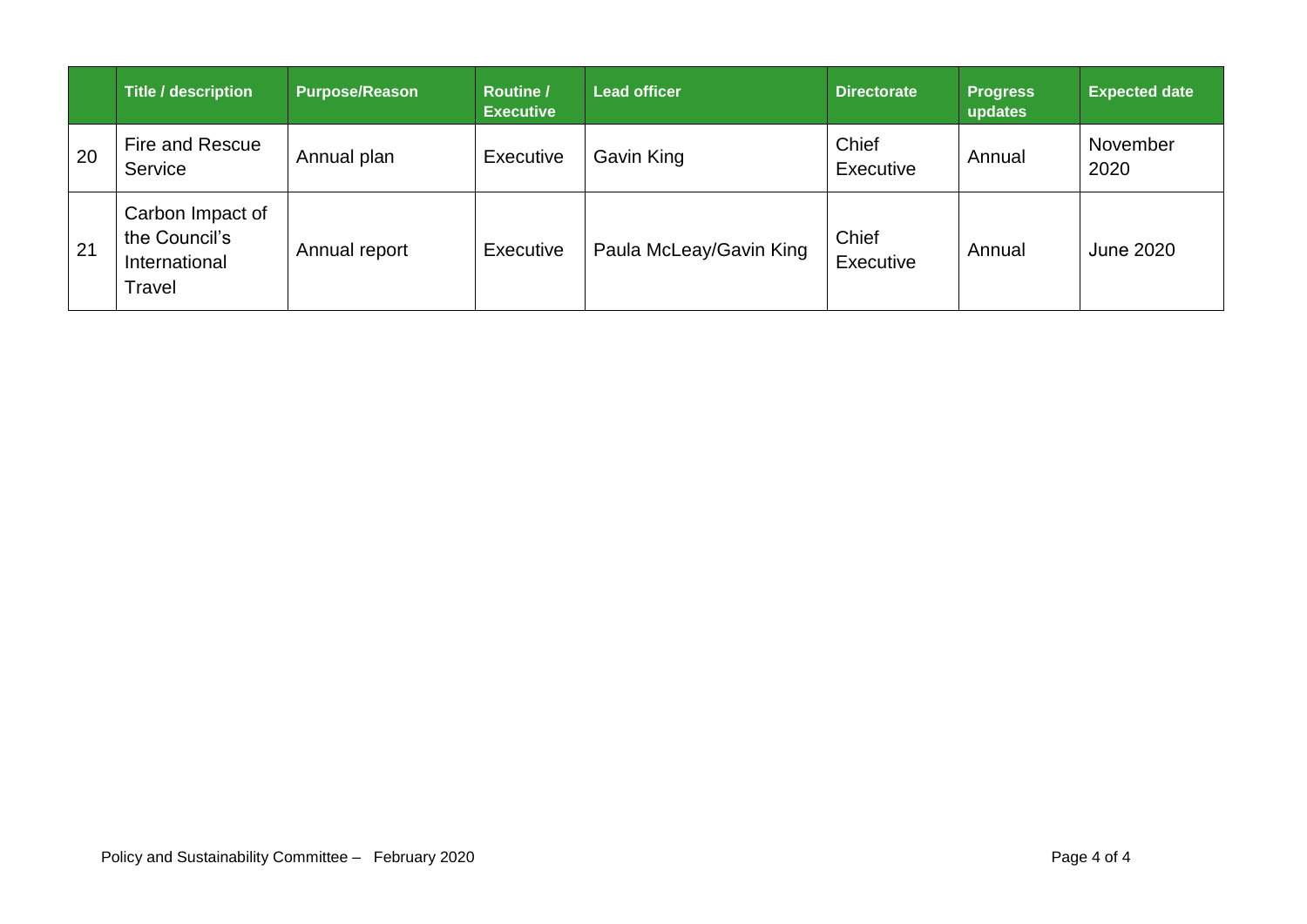| | Title / description | Purpose/Reason | Routine / Executive | Lead officer | Directorate | Progress updates | Expected date |
|---|---|---|---|---|---|---|---|
| 20 | Fire and Rescue Service | Annual plan | Executive | Gavin King | Chief Executive | Annual | November 2020 |
| 21 | Carbon Impact of the Council's International Travel | Annual report | Executive | Paula McLeay/Gavin King | Chief Executive | Annual | June 2020 |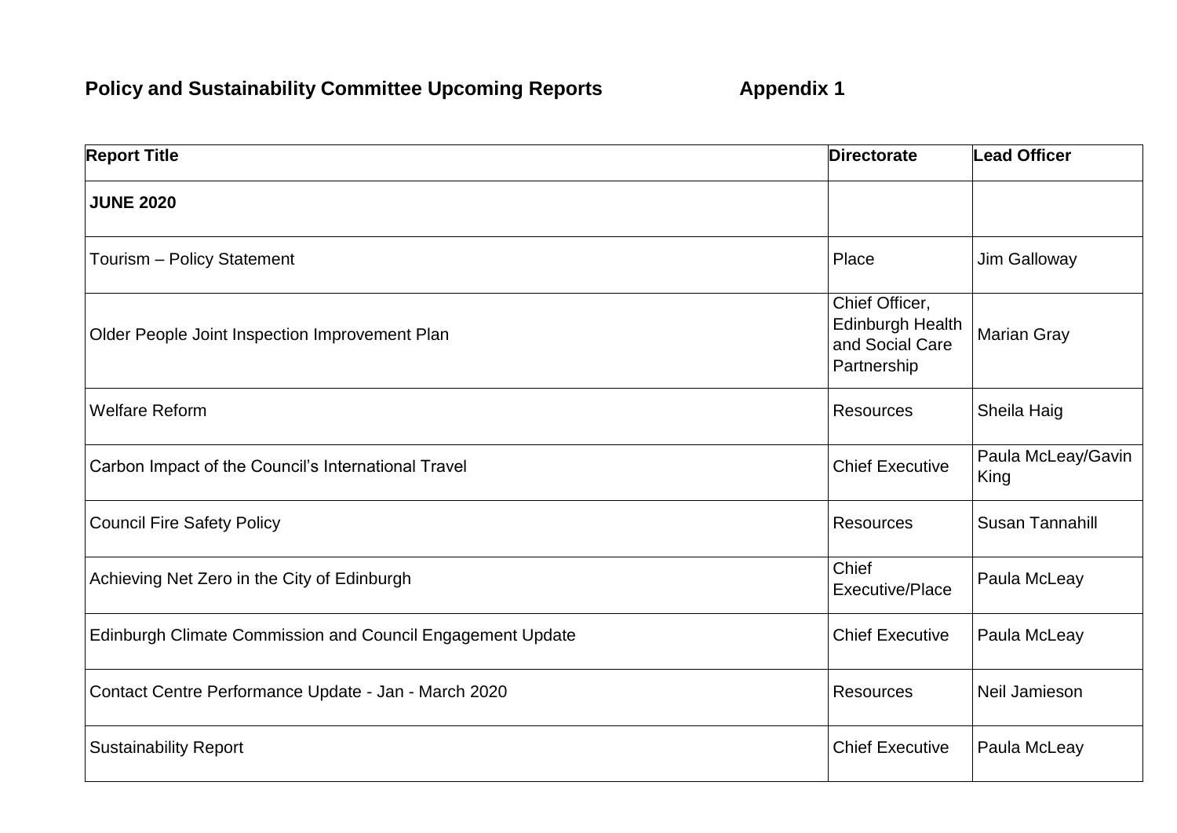**Policy and Sustainability Committee Upcoming Reports** **Appendix 1**

| Report Title | Directorate | Lead Officer |
|---|---|---|
| **JUNE 2020** | | |
| Tourism – Policy Statement | Place | Jim Galloway |
| Older People Joint Inspection Improvement Plan | Chief Officer, Edinburgh Health and Social Care Partnership | Marian Gray |
| Welfare Reform | Resources | Sheila Haig |
| Carbon Impact of the Council's International Travel | Chief Executive | Paula McLeay/Gavin King |
| Council Fire Safety Policy | Resources | Susan Tannahill |
| Achieving Net Zero in the City of Edinburgh | Chief Executive/Place | Paula McLeay |
| Edinburgh Climate Commission and Council Engagement Update | Chief Executive | Paula McLeay |
| Contact Centre Performance Update - Jan - March 2020 | Resources | Neil Jamieson |
| Sustainability Report | Chief Executive | Paula McLeay |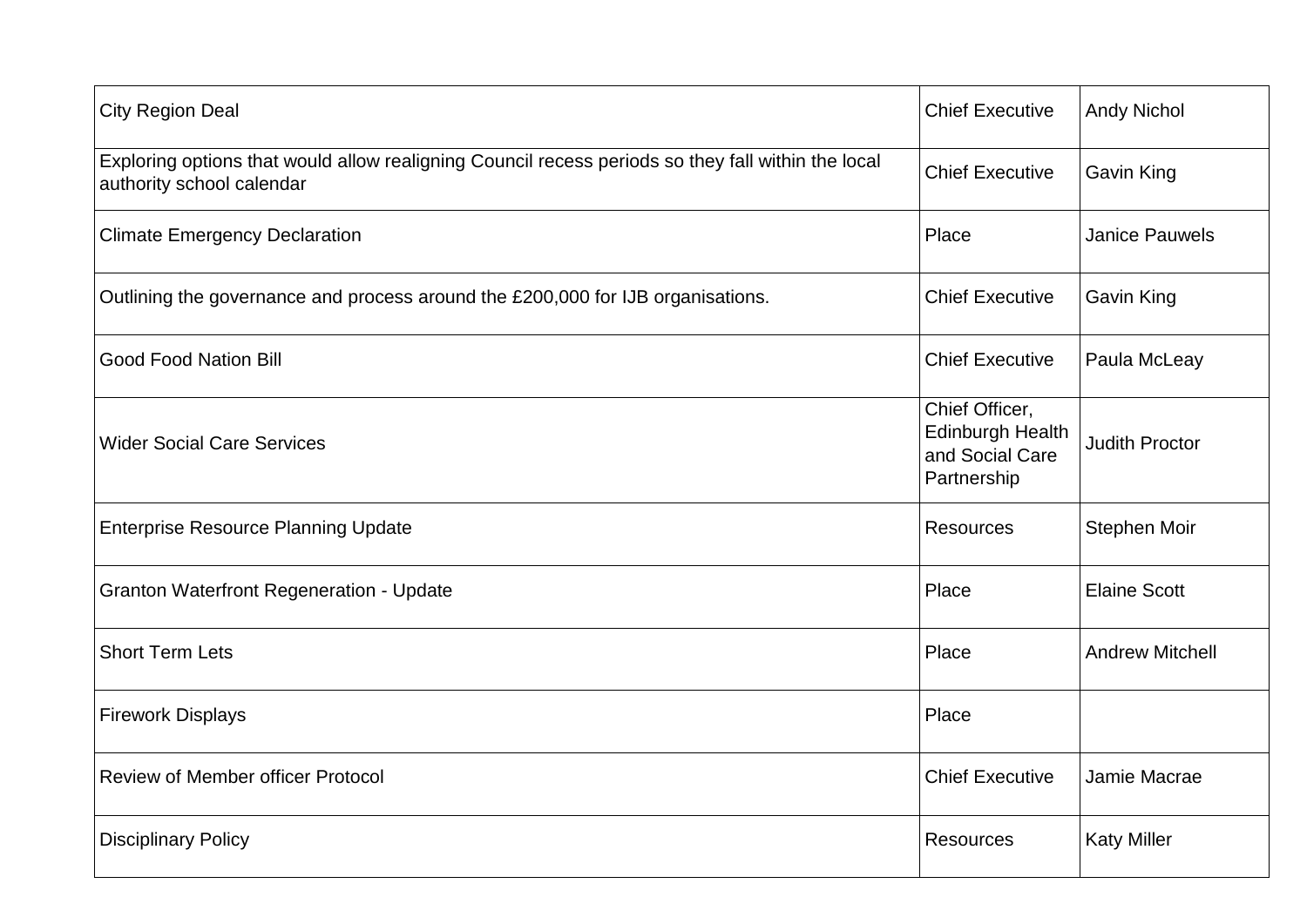| | | |
|---|---|---|
| City Region Deal | Chief Executive | Andy Nichol |
| Exploring options that would allow realigning Council recess periods so they fall within the local authority school calendar | Chief Executive | Gavin King |
| Climate Emergency Declaration | Place | Janice Pauwels |
| Outlining the governance and process around the £200,000 for IJB organisations. | Chief Executive | Gavin King |
| Good Food Nation Bill | Chief Executive | Paula McLeay |
| Wider Social Care Services | Chief Officer, Edinburgh Health and Social Care Partnership | Judith Proctor |
| Enterprise Resource Planning Update | Resources | Stephen Moir |
| Granton Waterfront Regeneration - Update | Place | Elaine Scott |
| Short Term Lets | Place | Andrew Mitchell |
| Firework Displays | Place | |
| Review of Member officer Protocol | Chief Executive | Jamie Macrae |
| Disciplinary Policy | Resources | Katy Miller |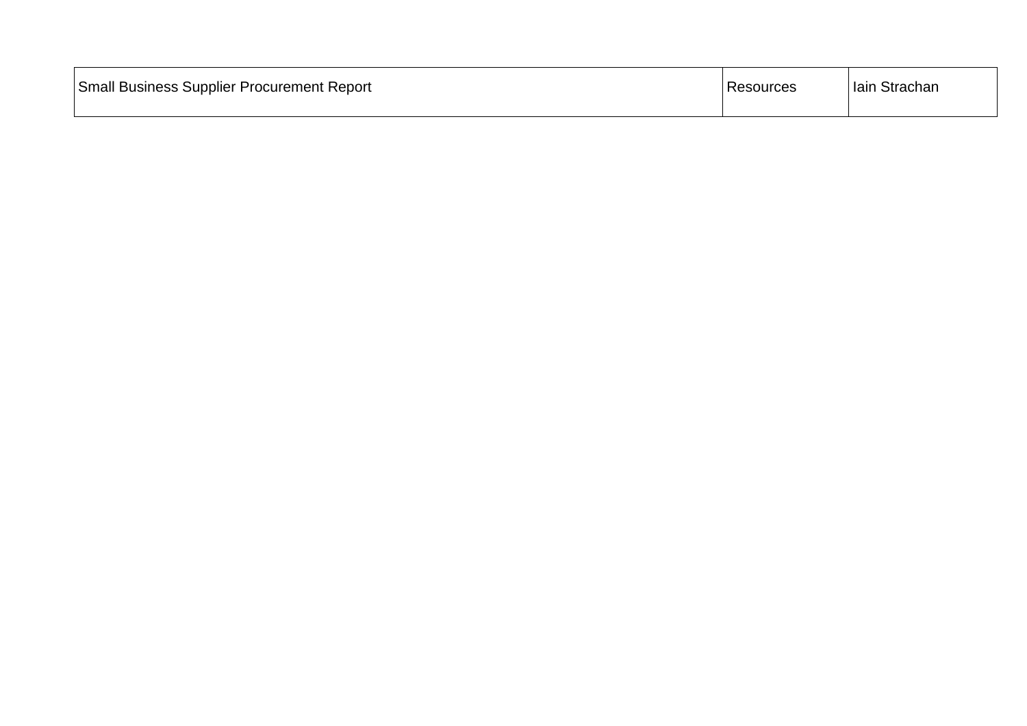| | | |
|---|---|---|
| Small Business Supplier Procurement Report | Resources | Iain Strachan |